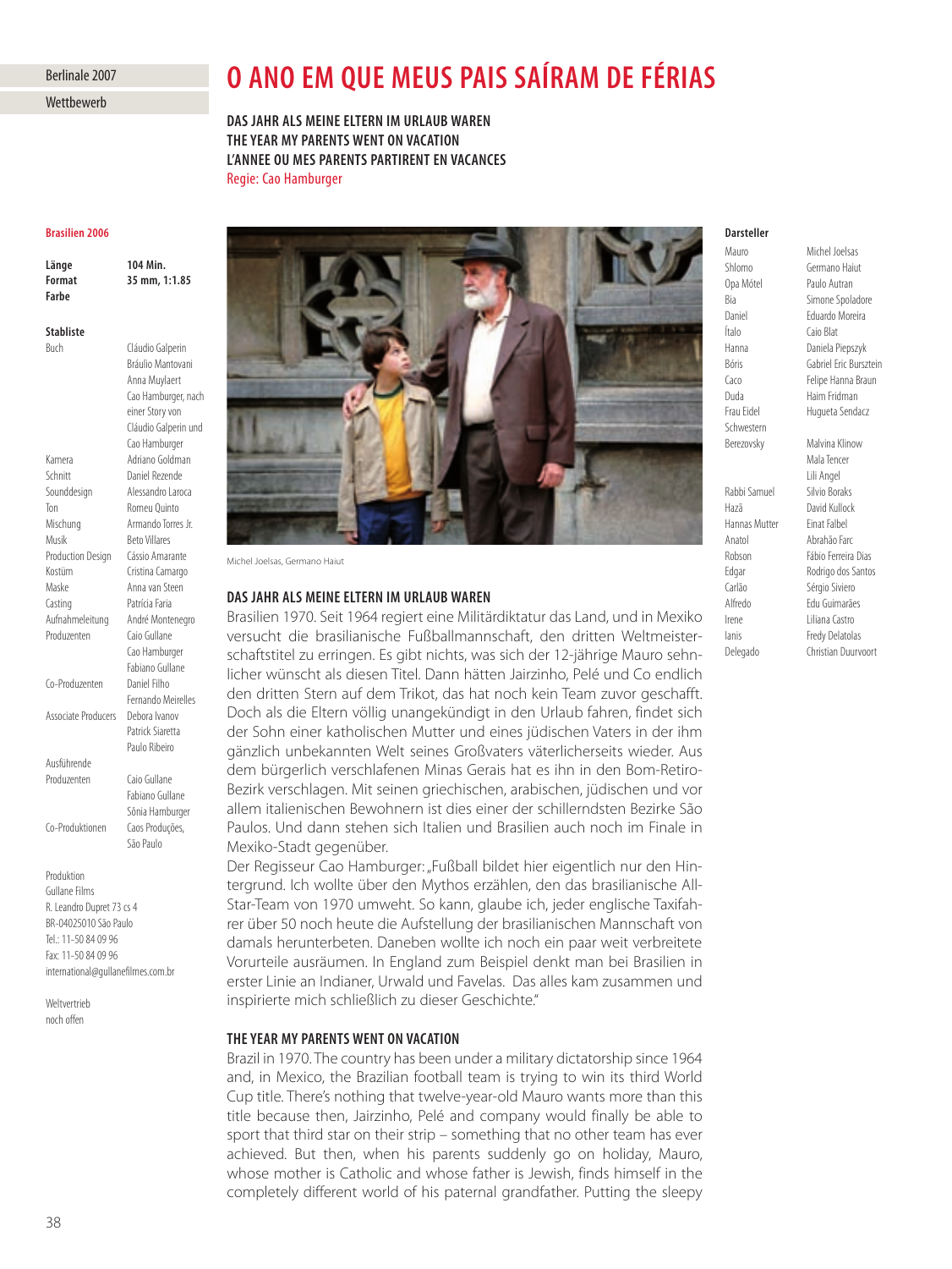Berlinale 2007

Wettbewerb

# O ANO EM QUE MEUS PAIS SAÍRAM DE FÉRIAS

**DAS JAHR ALS MEINE ELTERN IM URLAUB WAREN**
**THE YEAR MY PARENTS WENT ON VACATION**
**L'ANNEE OU MES PARENTS PARTIRENT EN VACANCES**
Regie: Cao Hamburger

**Brasilien 2006**

| | |
|---|---|
| **Länge** | **104 Min.** |
| **Format** | **35 mm, 1:1.85** |
| **Farbe** | |

**Stabliste**

| | |
|---|---|
| Buch | Cláudio Galperin, Bráulio Mantovani, Anna Muylaert, Cao Hamburger, nach einer Story von Cláudio Galperin und Cao Hamburger |
| Kamera | Adriano Goldman |
| Schnitt | Daniel Rezende |
| Sounddesign | Alessandro Laroca |
| Ton | Romeu Quinto |
| Mischung | Armando Torres Jr. |
| Musik | Beto Villares |
| Production Design | Cássio Amarante |
| Kostüm | Cristina Camargo |
| Maske | Anna van Steen |
| Casting | Patrícia Faria |
| Aufnahmeleitung | André Montenegro |
| Produzenten | Caio Gullane, Cao Hamburger, Fabiano Gullane |
| Co-Produzenten | Daniel Filho, Fernando Meirelles |
| Associate Producers | Debora Ivanov, Patrick Siaretta, Paulo Ribeiro |
| Ausführende Produzenten | Caio Gullane, Fabiano Gullane, Sônia Hamburger |
| Co-Produktionen | Caos Produções, São Paulo |

Produktion
Gullane Films
R. Leandro Dupret 73 cs 4
BR-04025010 São Paulo
Tel.: 11-50 84 09 96
Fax: 11-50 84 09 96
international@gullanefilmes.com.br

Weltvertrieb
noch offen

Michel Joelsas, Germano Haiut

**Darsteller**

| | |
|---|---|
| Mauro | Michel Joelsas |
| Shlomo | Germano Haiut |
| Opa Mótel | Paulo Autran |
| Bia | Simone Spoladore |
| Daniel | Eduardo Moreira |
| Ítalo | Caio Blat |
| Hanna | Daniela Piepszyk |
| Bóris | Gabriel Eric Bursztein |
| Caco | Felipe Hanna Braun |
| Duda | Haim Fridman |
| Frau Eidel | Hugueta Sendacz |
| Schwestern Berezovsky | Malvina Klinow, Mala Tencer, Lili Angel |
| Rabbi Samuel | Sílvio Boraks |
| Hazã | David Kullock |
| Hannas Mutter | Einat Falbel |
| Anatol | Abrahão Farc |
| Robson | Fábio Ferreira Dias |
| Edgar | Rodrigo dos Santos |
| Carlão | Sérgio Siviero |
| Alfredo | Edu Guimarães |
| Irene | Liliana Castro |
| Ianis | Fredy Delatolas |
| Delegado | Christian Duurvoort |

## DAS JAHR ALS MEINE ELTERN IM URLAUB WAREN

Brasilien 1970. Seit 1964 regiert eine Militärdiktatur das Land, und in Mexiko versucht die brasilianische Fußballmannschaft, den dritten Weltmeisterschaftstitel zu erringen. Es gibt nichts, was sich der 12-jährige Mauro sehnlicher wünscht als diesen Titel. Dann hätten Jairzinho, Pelé und Co endlich den dritten Stern auf dem Trikot, das hat noch kein Team zuvor geschafft. Doch als die Eltern völlig unangekündigt in den Urlaub fahren, findet sich der Sohn einer katholischen Mutter und eines jüdischen Vaters in der ihm gänzlich unbekannten Welt seines Großvaters väterlicherseits wieder. Aus dem bürgerlich verschlafenen Minas Gerais hat es ihn in den Bom-Retiro-Bezirk verschlagen. Mit seinen griechischen, arabischen, jüdischen und vor allem italienischen Bewohnern ist dies einer der schillerndsten Bezirke São Paulos. Und dann stehen sich Italien und Brasilien auch noch im Finale in Mexiko-Stadt gegenüber.

Der Regisseur Cao Hamburger: „Fußball bildet hier eigentlich nur den Hintergrund. Ich wollte über den Mythos erzählen, den das brasilianische All-Star-Team von 1970 umweht. So kann, glaube ich, jeder englische Taxifahrer über 50 noch heute die Aufstellung der brasilianischen Mannschaft von damals herunterbeten. Daneben wollte ich noch ein paar weit verbreitete Vorurteile ausräumen. In England zum Beispiel denkt man bei Brasilien in erster Linie an Indianer, Urwald und Favelas. Das alles kam zusammen und inspirierte mich schließlich zu dieser Geschichte."

## THE YEAR MY PARENTS WENT ON VACATION

Brazil in 1970. The country has been under a military dictatorship since 1964 and, in Mexico, the Brazilian football team is trying to win its third World Cup title. There's nothing that twelve-year-old Mauro wants more than this title because then, Jairzinho, Pelé and company would finally be able to sport that third star on their strip – something that no other team has ever achieved. But then, when his parents suddenly go on holiday, Mauro, whose mother is Catholic and whose father is Jewish, finds himself in the completely different world of his paternal grandfather. Putting the sleepy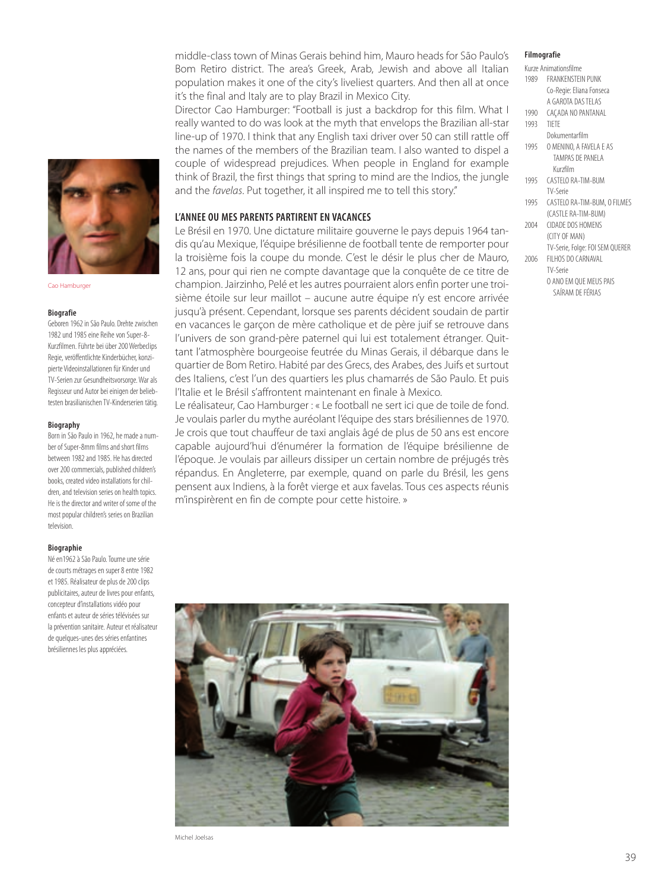middle-class town of Minas Gerais behind him, Mauro heads for São Paulo's Bom Retiro district. The area's Greek, Arab, Jewish and above all Italian population makes it one of the city's liveliest quarters. And then all at once it's the final and Italy are to play Brazil in Mexico City.

Director Cao Hamburger: "Football is just a backdrop for this film. What I really wanted to do was look at the myth that envelops the Brazilian all-star line-up of 1970. I think that any English taxi driver over 50 can still rattle off the names of the members of the Brazilian team. I also wanted to dispel a couple of widespread prejudices. When people in England for example think of Brazil, the first things that spring to mind are the Indios, the jungle and the *favelas*. Put together, it all inspired me to tell this story."

### L'ANNEE OU MES PARENTS PARTIRENT EN VACANCES

Le Brésil en 1970. Une dictature militaire gouverne le pays depuis 1964 tandis qu'au Mexique, l'équipe brésilienne de football tente de remporter pour la troisième fois la coupe du monde. C'est le désir le plus cher de Mauro, 12 ans, pour qui rien ne compte davantage que la conquête de ce titre de champion. Jairzinho, Pelé et les autres pourraient alors enfin porter une troisième étoile sur leur maillot – aucune autre équipe n'y est encore arrivée jusqu'à présent. Cependant, lorsque ses parents décident soudain de partir en vacances le garçon de mère catholique et de père juif se retrouve dans l'univers de son grand-père paternel qui lui est totalement étranger. Quittant l'atmosphère bourgeoise feutrée du Minas Gerais, il débarque dans le quartier de Bom Retiro. Habité par des Grecs, des Arabes, des Juifs et surtout des Italiens, c'est l'un des quartiers les plus chamarrés de São Paulo. Et puis l'Italie et le Brésil s'affrontent maintenant en finale à Mexico.

Le réalisateur, Cao Hamburger : « Le football ne sert ici que de toile de fond. Je voulais parler du mythe auréolant l'équipe des stars brésiliennes de 1970. Je crois que tout chauffeur de taxi anglais âgé de plus de 50 ans est encore capable aujourd'hui d'énumérer la formation de l'équipe brésilienne de l'époque. Je voulais par ailleurs dissiper un certain nombre de préjugés très répandus. En Angleterre, par exemple, quand on parle du Brésil, les gens pensent aux Indiens, à la forêt vierge et aux favelas. Tous ces aspects réunis m'inspirèrent en fin de compte pour cette histoire. »

Cao Hamburger

**Biografie**

Geboren 1962 in São Paulo. Drehte zwischen 1982 und 1985 eine Reihe von Super-8-Kurzfilmen. Führte bei über 200 Werbeclips Regie, veröffentlichte Kinderbücher, konzipierte Videoinstallationen für Kinder und TV-Serien zur Gesundheitsvorsorge. War als Regisseur und Autor bei einigen der beliebtesten brasilianischen TV-Kinderserien tätig.

**Biography**

Born in São Paulo in 1962, he made a number of Super-8mm films and short films between 1982 and 1985. He has directed over 200 commercials, published children's books, created video installations for children, and television series on health topics. He is the director and writer of some of the most popular children's series on Brazilian television.

**Biographie**

Né en1962 à São Paulo. Tourne une série de courts métrages en super 8 entre 1982 et 1985. Réalisateur de plus de 200 clips publicitaires, auteur de livres pour enfants, concepteur d'installations vidéo pour enfants et auteur de séries télévisées sur la prévention sanitaire. Auteur et réalisateur de quelques-unes des séries enfantines brésiliennes les plus appréciées.

**Filmografie**

Kurze Animationsfilme

- 1989 FRANKENSTEIN PUNK
  Co-Regie: Eliana Fonseca
  A GAROTA DAS TELAS
- 1990 CAÇADA NO PANTANAL
- 1993 TIETE
  Dokumentarfilm
- 1995 O MENINO, A FAVELA E AS TAMPAS DE PANELA
  Kurzfilm
- 1995 CASTELO RA-TIM-BUM
  TV-Serie
- 1995 CASTELO RA-TIM-BUM, O FILMES (CASTLE RA-TIM-BUM)
- 2004 CIDADE DOS HOMENS (CITY OF MAN)
  TV-Serie, Folge: FOI SEM QUERER
- 2006 FILHOS DO CARNAVAL
  TV-Serie
  O ANO EM QUE MEUS PAIS SAÍRAM DE FÉRIAS

Michel Joelsas